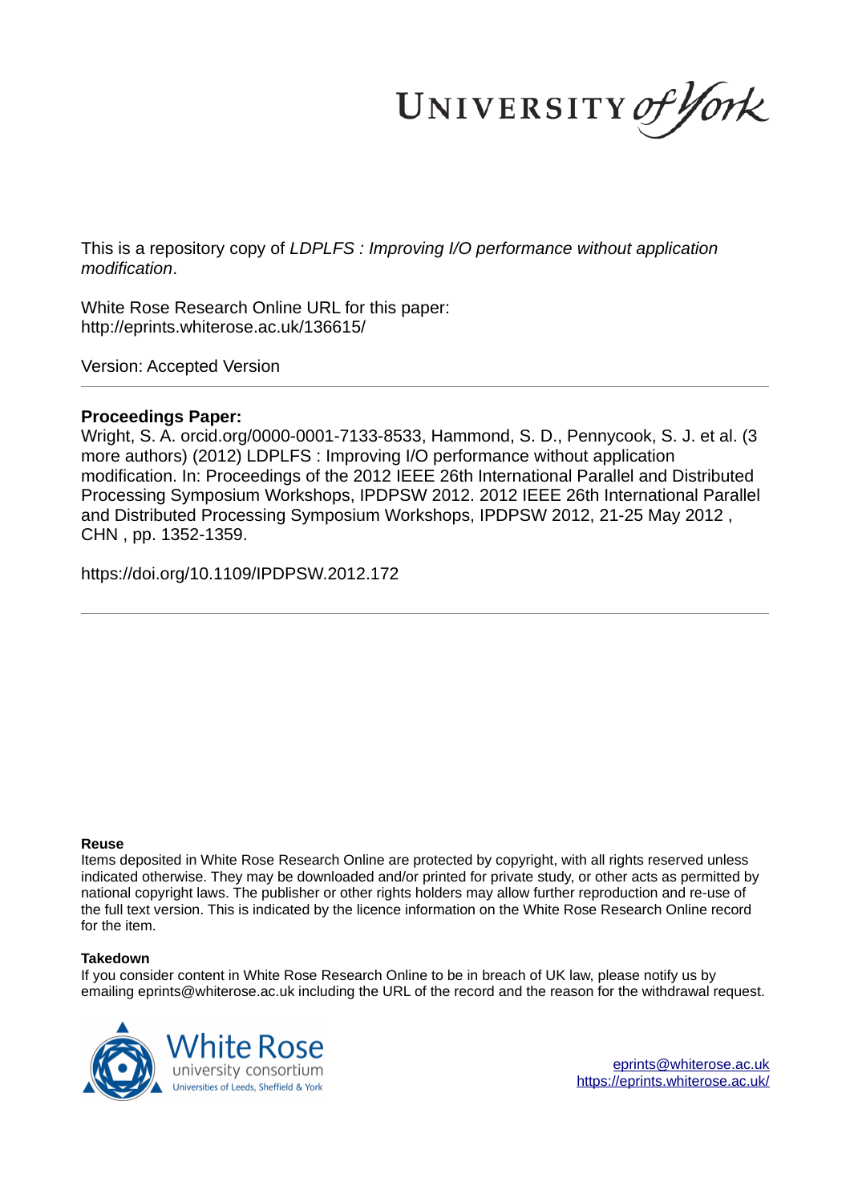This is a repository copy of *LDPLFS : Improving I/O performance without application modification*.

White Rose Research Online URL for this paper:
http://eprints.whiterose.ac.uk/136615/

Version: Accepted Version

**Proceedings Paper:**

Wright, S. A. orcid.org/0000-0001-7133-8533, Hammond, S. D., Pennycook, S. J. et al. (3 more authors) (2012) LDPLFS : Improving I/O performance without application modification. In: Proceedings of the 2012 IEEE 26th International Parallel and Distributed Processing Symposium Workshops, IPDPSW 2012. 2012 IEEE 26th International Parallel and Distributed Processing Symposium Workshops, IPDPSW 2012, 21-25 May 2012 , CHN , pp. 1352-1359.

https://doi.org/10.1109/IPDPSW.2012.172

**Reuse**

Items deposited in White Rose Research Online are protected by copyright, with all rights reserved unless indicated otherwise. They may be downloaded and/or printed for private study, or other acts as permitted by national copyright laws. The publisher or other rights holders may allow further reproduction and re-use of the full text version. This is indicated by the licence information on the White Rose Research Online record for the item.

**Takedown**

If you consider content in White Rose Research Online to be in breach of UK law, please notify us by emailing eprints@whiterose.ac.uk including the URL of the record and the reason for the withdrawal request.

eprints@whiterose.ac.uk
https://eprints.whiterose.ac.uk/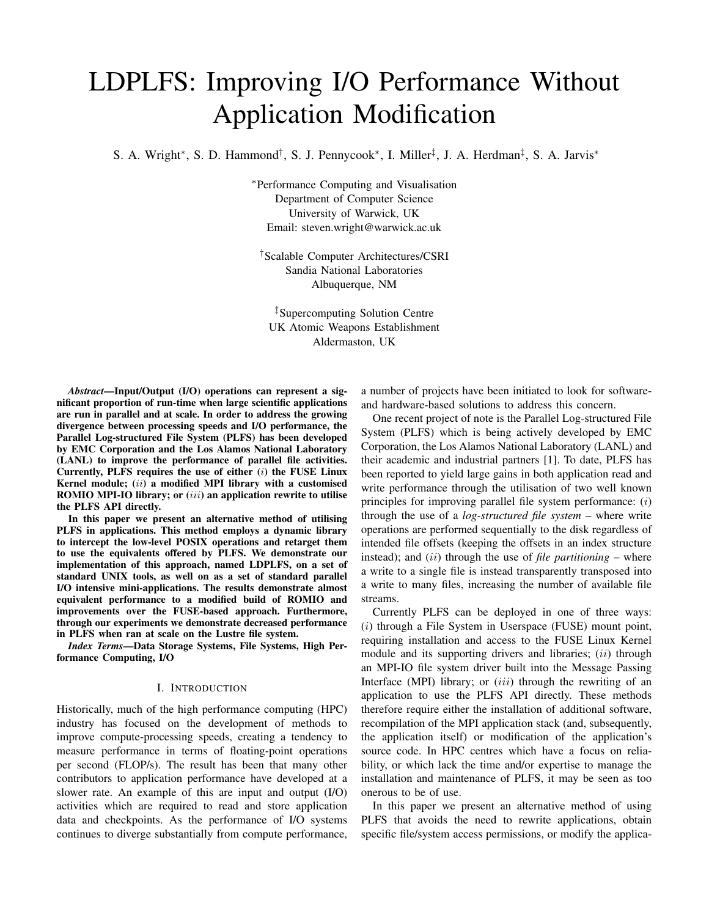# LDPLFS: Improving I/O Performance Without Application Modification

S. A. Wright*, S. D. Hammond†, S. J. Pennycook*, I. Miller‡, J. A. Herdman‡, S. A. Jarvis*

*Performance Computing and Visualisation
Department of Computer Science
University of Warwick, UK
Email: steven.wright@warwick.ac.uk

†Scalable Computer Architectures/CSRI
Sandia National Laboratories
Albuquerque, NM

‡Supercomputing Solution Centre
UK Atomic Weapons Establishment
Aldermaston, UK

***Abstract*—Input/Output (I/O) operations can represent a significant proportion of run-time when large scientific applications are run in parallel and at scale. In order to address the growing divergence between processing speeds and I/O performance, the Parallel Log-structured File System (PLFS) has been developed by EMC Corporation and the Los Alamos National Laboratory (LANL) to improve the performance of parallel file activities. Currently, PLFS requires the use of either (*i*) the FUSE Linux Kernel module; (*ii*) a modified MPI library with a customised ROMIO MPI-IO library; or (*iii*) an application rewrite to utilise the PLFS API directly.**

**In this paper we present an alternative method of utilising PLFS in applications. This method employs a dynamic library to intercept the low-level POSIX operations and retarget them to use the equivalents offered by PLFS. We demonstrate our implementation of this approach, named LDPLFS, on a set of standard UNIX tools, as well on as a set of standard parallel I/O intensive mini-applications. The results demonstrate almost equivalent performance to a modified build of ROMIO and improvements over the FUSE-based approach. Furthermore, through our experiments we demonstrate decreased performance in PLFS when ran at scale on the Lustre file system.**

***Index Terms*—Data Storage Systems, File Systems, High Performance Computing, I/O**

## I. Introduction

Historically, much of the high performance computing (HPC) industry has focused on the development of methods to improve compute-processing speeds, creating a tendency to measure performance in terms of floating-point operations per second (FLOP/s). The result has been that many other contributors to application performance have developed at a slower rate. An example of this are input and output (I/O) activities which are required to read and store application data and checkpoints. As the performance of I/O systems continues to diverge substantially from compute performance, a number of projects have been initiated to look for software- and hardware-based solutions to address this concern.

One recent project of note is the Parallel Log-structured File System (PLFS) which is being actively developed by EMC Corporation, the Los Alamos National Laboratory (LANL) and their academic and industrial partners [1]. To date, PLFS has been reported to yield large gains in both application read and write performance through the utilisation of two well known principles for improving parallel file system performance: (*i*) through the use of a *log-structured file system* – where write operations are performed sequentially to the disk regardless of intended file offsets (keeping the offsets in an index structure instead); and (*ii*) through the use of *file partitioning* – where a write to a single file is instead transparently transposed into a write to many files, increasing the number of available file streams.

Currently PLFS can be deployed in one of three ways: (*i*) through a File System in Userspace (FUSE) mount point, requiring installation and access to the FUSE Linux Kernel module and its supporting drivers and libraries; (*ii*) through an MPI-IO file system driver built into the Message Passing Interface (MPI) library; or (*iii*) through the rewriting of an application to use the PLFS API directly. These methods therefore require either the installation of additional software, recompilation of the MPI application stack (and, subsequently, the application itself) or modification of the application's source code. In HPC centres which have a focus on reliability, or which lack the time and/or expertise to manage the installation and maintenance of PLFS, it may be seen as too onerous to be of use.

In this paper we present an alternative method of using PLFS that avoids the need to rewrite applications, obtain specific file/system access permissions, or modify the applica-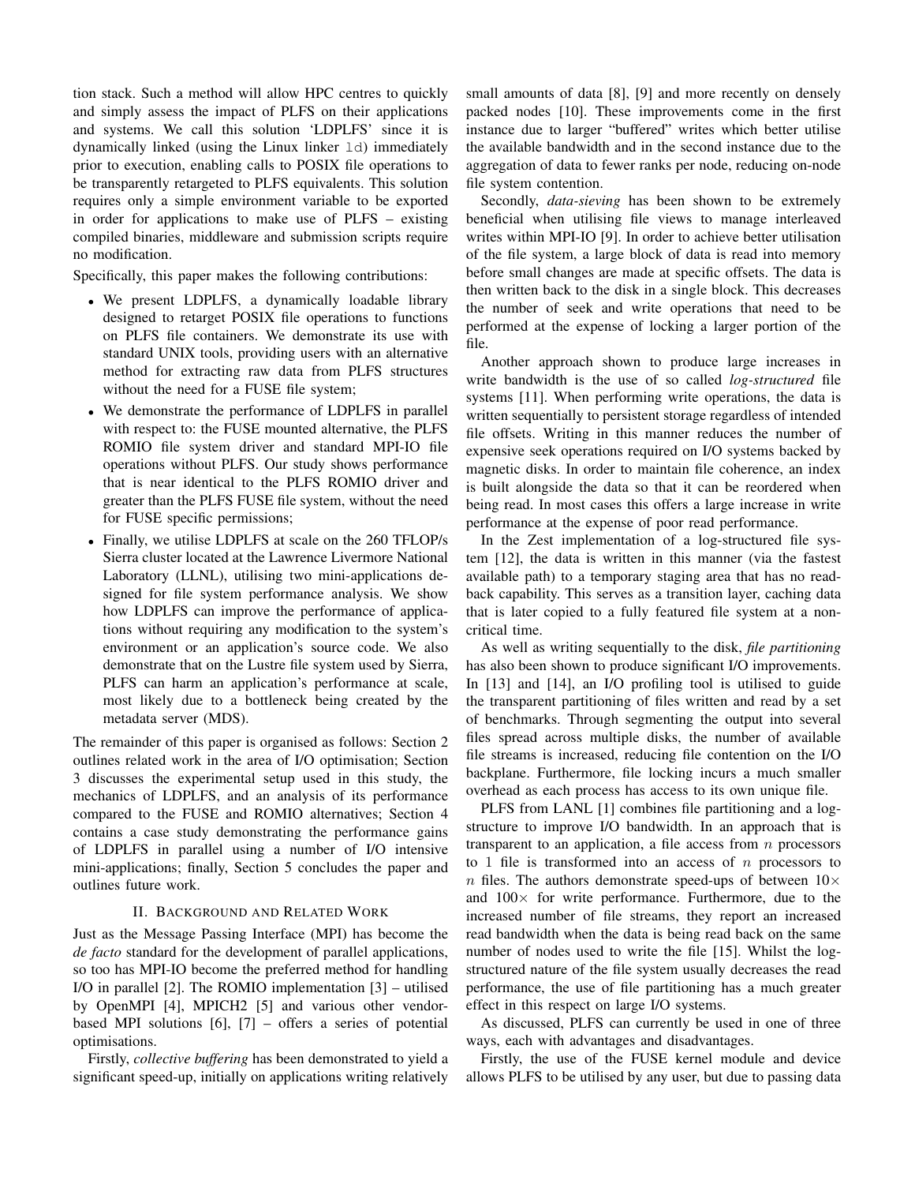tion stack. Such a method will allow HPC centres to quickly and simply assess the impact of PLFS on their applications and systems. We call this solution 'LDPLFS' since it is dynamically linked (using the Linux linker `ld`) immediately prior to execution, enabling calls to POSIX file operations to be transparently retargeted to PLFS equivalents. This solution requires only a simple environment variable to be exported in order for applications to make use of PLFS – existing compiled binaries, middleware and submission scripts require no modification.

Specifically, this paper makes the following contributions:

- We present LDPLFS, a dynamically loadable library designed to retarget POSIX file operations to functions on PLFS file containers. We demonstrate its use with standard UNIX tools, providing users with an alternative method for extracting raw data from PLFS structures without the need for a FUSE file system;
- We demonstrate the performance of LDPLFS in parallel with respect to: the FUSE mounted alternative, the PLFS ROMIO file system driver and standard MPI-IO file operations without PLFS. Our study shows performance that is near identical to the PLFS ROMIO driver and greater than the PLFS FUSE file system, without the need for FUSE specific permissions;
- Finally, we utilise LDPLFS at scale on the 260 TFLOP/s Sierra cluster located at the Lawrence Livermore National Laboratory (LLNL), utilising two mini-applications designed for file system performance analysis. We show how LDPLFS can improve the performance of applications without requiring any modification to the system's environment or an application's source code. We also demonstrate that on the Lustre file system used by Sierra, PLFS can harm an application's performance at scale, most likely due to a bottleneck being created by the metadata server (MDS).

The remainder of this paper is organised as follows: Section 2 outlines related work in the area of I/O optimisation; Section 3 discusses the experimental setup used in this study, the mechanics of LDPLFS, and an analysis of its performance compared to the FUSE and ROMIO alternatives; Section 4 contains a case study demonstrating the performance gains of LDPLFS in parallel using a number of I/O intensive mini-applications; finally, Section 5 concludes the paper and outlines future work.

## II. Background and Related Work

Just as the Message Passing Interface (MPI) has become the *de facto* standard for the development of parallel applications, so too has MPI-IO become the preferred method for handling I/O in parallel [2]. The ROMIO implementation [3] – utilised by OpenMPI [4], MPICH2 [5] and various other vendor-based MPI solutions [6], [7] – offers a series of potential optimisations.

Firstly, *collective buffering* has been demonstrated to yield a significant speed-up, initially on applications writing relatively small amounts of data [8], [9] and more recently on densely packed nodes [10]. These improvements come in the first instance due to larger "buffered" writes which better utilise the available bandwidth and in the second instance due to the aggregation of data to fewer ranks per node, reducing on-node file system contention.

Secondly, *data-sieving* has been shown to be extremely beneficial when utilising file views to manage interleaved writes within MPI-IO [9]. In order to achieve better utilisation of the file system, a large block of data is read into memory before small changes are made at specific offsets. The data is then written back to the disk in a single block. This decreases the number of seek and write operations that need to be performed at the expense of locking a larger portion of the file.

Another approach shown to produce large increases in write bandwidth is the use of so called *log-structured* file systems [11]. When performing write operations, the data is written sequentially to persistent storage regardless of intended file offsets. Writing in this manner reduces the number of expensive seek operations required on I/O systems backed by magnetic disks. In order to maintain file coherence, an index is built alongside the data so that it can be reordered when being read. In most cases this offers a large increase in write performance at the expense of poor read performance.

In the Zest implementation of a log-structured file system [12], the data is written in this manner (via the fastest available path) to a temporary staging area that has no read-back capability. This serves as a transition layer, caching data that is later copied to a fully featured file system at a non-critical time.

As well as writing sequentially to the disk, *file partitioning* has also been shown to produce significant I/O improvements. In [13] and [14], an I/O profiling tool is utilised to guide the transparent partitioning of files written and read by a set of benchmarks. Through segmenting the output into several files spread across multiple disks, the number of available file streams is increased, reducing file contention on the I/O backplane. Furthermore, file locking incurs a much smaller overhead as each process has access to its own unique file.

PLFS from LANL [1] combines file partitioning and a log-structure to improve I/O bandwidth. In an approach that is transparent to an application, a file access from $n$ processors to 1 file is transformed into an access of $n$ processors to $n$ files. The authors demonstrate speed-ups of between $10\times$ and $100\times$ for write performance. Furthermore, due to the increased number of file streams, they report an increased read bandwidth when the data is being read back on the same number of nodes used to write the file [15]. Whilst the log-structured nature of the file system usually decreases the read performance, the use of file partitioning has a much greater effect in this respect on large I/O systems.

As discussed, PLFS can currently be used in one of three ways, each with advantages and disadvantages.

Firstly, the use of the FUSE kernel module and device allows PLFS to be utilised by any user, but due to passing data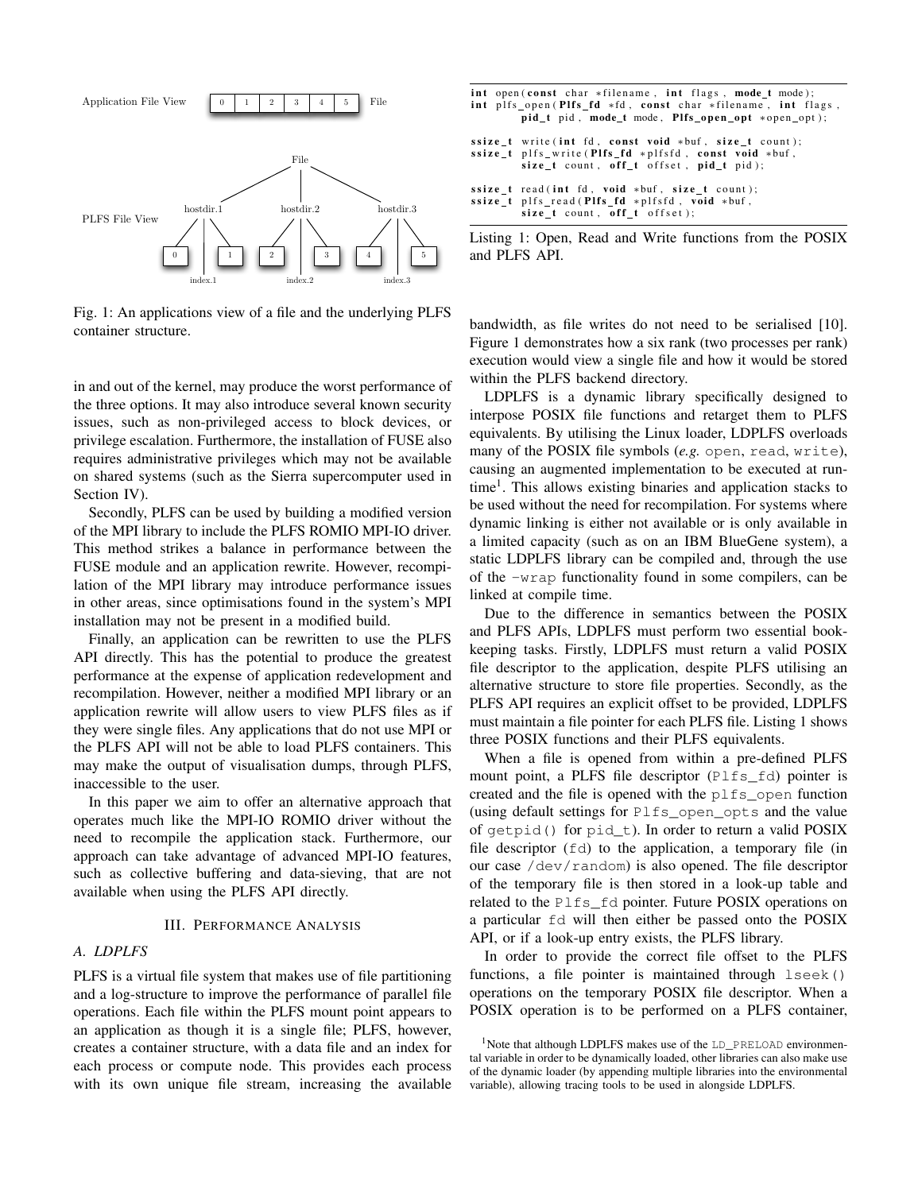Application File View

File

0 1 2 3 4 5

PLFS File View

File

hostdir.1 hostdir.2 hostdir.3

0 1 2 3 4 5

index.1 index.2 index.3

Fig. 1: An applications view of a file and the underlying PLFS container structure.

in and out of the kernel, may produce the worst performance of the three options. It may also introduce several known security issues, such as non-privileged access to block devices, or privilege escalation. Furthermore, the installation of FUSE also requires administrative privileges which may not be available on shared systems (such as the Sierra supercomputer used in Section IV).

Secondly, PLFS can be used by building a modified version of the MPI library to include the PLFS ROMIO MPI-IO driver. This method strikes a balance in performance between the FUSE module and an application rewrite. However, recompilation of the MPI library may introduce performance issues in other areas, since optimisations found in the system's MPI installation may not be present in a modified build.

Finally, an application can be rewritten to use the PLFS API directly. This has the potential to produce the greatest performance at the expense of application redevelopment and recompilation. However, neither a modified MPI library or an application rewrite will allow users to view PLFS files as if they were single files. Any applications that do not use MPI or the PLFS API will not be able to load PLFS containers. This may make the output of visualisation dumps, through PLFS, inaccessible to the user.

In this paper we aim to offer an alternative approach that operates much like the MPI-IO ROMIO driver without the need to recompile the application stack. Furthermore, our approach can take advantage of advanced MPI-IO features, such as collective buffering and data-sieving, that are not available when using the PLFS API directly.

## III. Performance Analysis

### A. LDPLFS

PLFS is a virtual file system that makes use of file partitioning and a log-structure to improve the performance of parallel file operations. Each file within the PLFS mount point appears to an application as though it is a single file; PLFS, however, creates a container structure, with a data file and an index for each process or compute node. This provides each process with its own unique file stream, increasing the available bandwidth, as file writes do not need to be serialised [10]. Figure 1 demonstrates how a six rank (two processes per rank) execution would view a single file and how it would be stored within the PLFS backend directory.

```
int open(const char *filename, int flags, mode_t mode);
int plfs_open(Plfs_fd *fd, const char *filename, int flags,
        pid_t pid, mode_t mode, Plfs_open_opt *open_opt);

ssize_t write(int fd, const void *buf, size_t count);
ssize_t plfs_write(Plfs_fd *plfsfd, const void *buf,
        size_t count, off_t offset, pid_t pid);

ssize_t read(int fd, void *buf, size_t count);
ssize_t plfs_read(Plfs_fd *plfsfd, void *buf,
        size_t count, off_t offset);
```

Listing 1: Open, Read and Write functions from the POSIX and PLFS API.

LDPLFS is a dynamic library specifically designed to interpose POSIX file functions and retarget them to PLFS equivalents. By utilising the Linux loader, LDPLFS overloads many of the POSIX file symbols (*e.g.* `open`, `read`, `write`), causing an augmented implementation to be executed at runtime[1]. This allows existing binaries and application stacks to be used without the need for recompilation. For systems where dynamic linking is either not available or is only available in a limited capacity (such as on an IBM BlueGene system), a static LDPLFS library can be compiled and, through the use of the `-wrap` functionality found in some compilers, can be linked at compile time.

Due to the difference in semantics between the POSIX and PLFS APIs, LDPLFS must perform two essential bookkeeping tasks. Firstly, LDPLFS must return a valid POSIX file descriptor to the application, despite PLFS utilising an alternative structure to store file properties. Secondly, as the PLFS API requires an explicit offset to be provided, LDPLFS must maintain a file pointer for each PLFS file. Listing 1 shows three POSIX functions and their PLFS equivalents.

When a file is opened from within a pre-defined PLFS mount point, a PLFS file descriptor (`Plfs_fd`) pointer is created and the file is opened with the `plfs_open` function (using default settings for `Plfs_open_opts` and the value of `getpid()` for `pid_t`). In order to return a valid POSIX file descriptor (`fd`) to the application, a temporary file (in our case `/dev/random`) is also opened. The file descriptor of the temporary file is then stored in a look-up table and related to the `Plfs_fd` pointer. Future POSIX operations on a particular `fd` will then either be passed onto the POSIX API, or if a look-up entry exists, the PLFS library.

In order to provide the correct file offset to the PLFS functions, a file pointer is maintained through `lseek()` operations on the temporary POSIX file descriptor. When a POSIX operation is to be performed on a PLFS container,

[1] Note that although LDPLFS makes use of the `LD_PRELOAD` environmental variable in order to be dynamically loaded, other libraries can also make use of the dynamic loader (by appending multiple libraries into the environmental variable), allowing tracing tools to be used in alongside LDPLFS.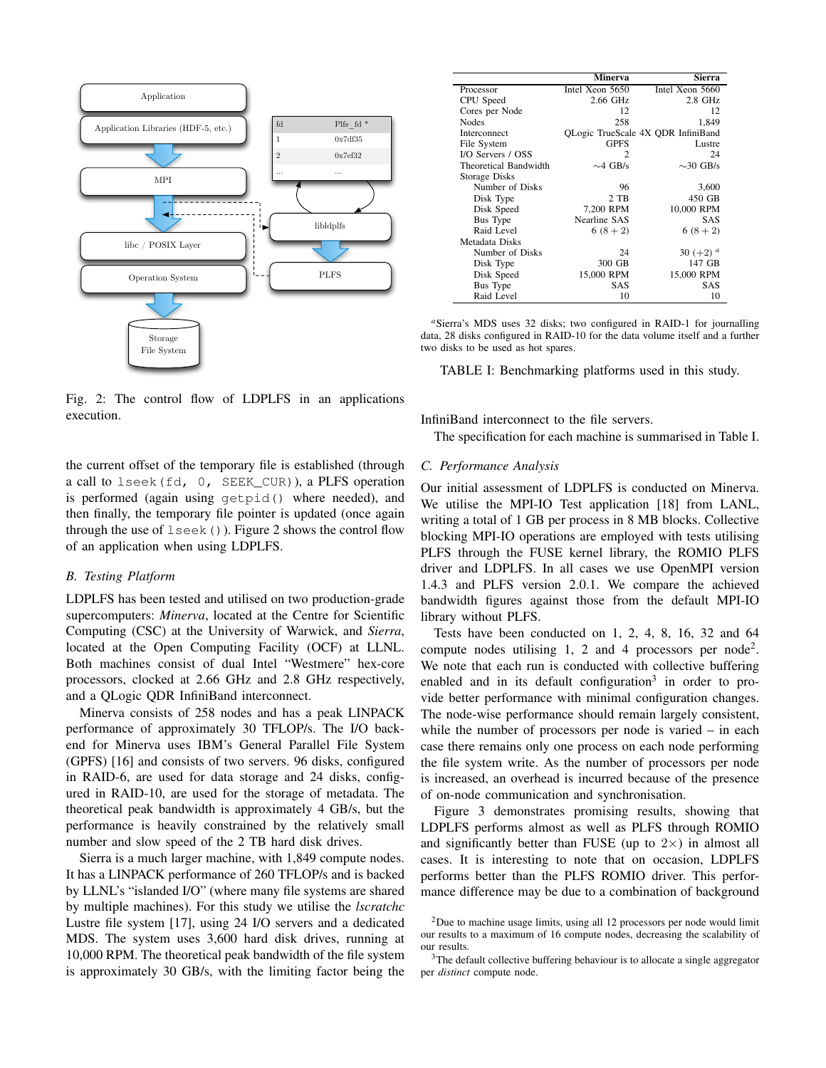Fig. 2: The control flow of LDPLFS in an applications execution.

the current offset of the temporary file is established (through a call to `lseek(fd, 0, SEEK_CUR)`), a PLFS operation is performed (again using `getpid()` where needed), and then finally, the temporary file pointer is updated (once again through the use of `lseek()`). Figure 2 shows the control flow of an application when using LDPLFS.

### B. Testing Platform

LDPLFS has been tested and utilised on two production-grade supercomputers: *Minerva*, located at the Centre for Scientific Computing (CSC) at the University of Warwick, and *Sierra*, located at the Open Computing Facility (OCF) at LLNL. Both machines consist of dual Intel "Westmere" hex-core processors, clocked at 2.66 GHz and 2.8 GHz respectively, and a QLogic QDR InfiniBand interconnect.

Minerva consists of 258 nodes and has a peak LINPACK performance of approximately 30 TFLOP/s. The I/O backend for Minerva uses IBM's General Parallel File System (GPFS) [16] and consists of two servers. 96 disks, configured in RAID-6, are used for data storage and 24 disks, configured in RAID-10, are used for the storage of metadata. The theoretical peak bandwidth is approximately 4 GB/s, but the performance is heavily constrained by the relatively small number and slow speed of the 2 TB hard disk drives.

Sierra is a much larger machine, with 1,849 compute nodes. It has a LINPACK performance of 260 TFLOP/s and is backed by LLNL's "islanded I/O" (where many file systems are shared by multiple machines). For this study we utilise the *lscratchc* Lustre file system [17], using 24 I/O servers and a dedicated MDS. The system uses 3,600 hard disk drives, running at 10,000 RPM. The theoretical peak bandwidth of the file system is approximately 30 GB/s, with the limiting factor being the InfiniBand interconnect to the file servers.

The specification for each machine is summarised in Table I.

| | Minerva | Sierra |
|---|---|---|
| Processor | Intel Xeon 5650 | Intel Xeon 5660 |
| CPU Speed | 2.66 GHz | 2.8 GHz |
| Cores per Node | 12 | 12 |
| Nodes | 258 | 1,849 |
| Interconnect | QLogic TrueScale 4X QDR InfiniBand | |
| File System | GPFS | Lustre |
| I/O Servers / OSS | 2 | 24 |
| Theoretical Bandwidth | ~4 GB/s | ~30 GB/s |
| Storage Disks | | |
| Number of Disks | 96 | 3,600 |
| Disk Type | 2 TB | 450 GB |
| Disk Speed | 7,200 RPM | 10,000 RPM |
| Bus Type | Nearline SAS | SAS |
| Raid Level | 6 $(8+2)$ | 6 $(8+2)$ |
| Metadata Disks | | |
| Number of Disks | 24 | 30 (+2) [a] |
| Disk Type | 300 GB | 147 GB |
| Disk Speed | 15,000 RPM | 15,000 RPM |
| Bus Type | SAS | SAS |
| Raid Level | 10 | 10 |

[a] Sierra's MDS uses 32 disks; two configured in RAID-1 for journalling data, 28 disks configured in RAID-10 for the data volume itself and a further two disks to be used as hot spares.

TABLE I: Benchmarking platforms used in this study.

### C. Performance Analysis

Our initial assessment of LDPLFS is conducted on Minerva. We utilise the MPI-IO Test application [18] from LANL, writing a total of 1 GB per process in 8 MB blocks. Collective blocking MPI-IO operations are employed with tests utilising PLFS through the FUSE kernel library, the ROMIO PLFS driver and LDPLFS. In all cases we use OpenMPI version 1.4.3 and PLFS version 2.0.1. We compare the achieved bandwidth figures against those from the default MPI-IO library without PLFS.

Tests have been conducted on 1, 2, 4, 8, 16, 32 and 64 compute nodes utilising 1, 2 and 4 processors per node[2]. We note that each run is conducted with collective buffering enabled and in its default configuration[3] in order to provide better performance with minimal configuration changes. The node-wise performance should remain largely consistent, while the number of processors per node is varied – in each case there remains only one process on each node performing the file system write. As the number of processors per node is increased, an overhead is incurred because of the presence of on-node communication and synchronisation.

Figure 3 demonstrates promising results, showing that LDPLFS performs almost as well as PLFS through ROMIO and significantly better than FUSE (up to 2×) in almost all cases. It is interesting to note that on occasion, LDPLFS performs better than the PLFS ROMIO driver. This performance difference may be due to a combination of background

[2] Due to machine usage limits, using all 12 processors per node would limit our results to a maximum of 16 compute nodes, decreasing the scalability of our results.

[3] The default collective buffering behaviour is to allocate a single aggregator per *distinct* compute node.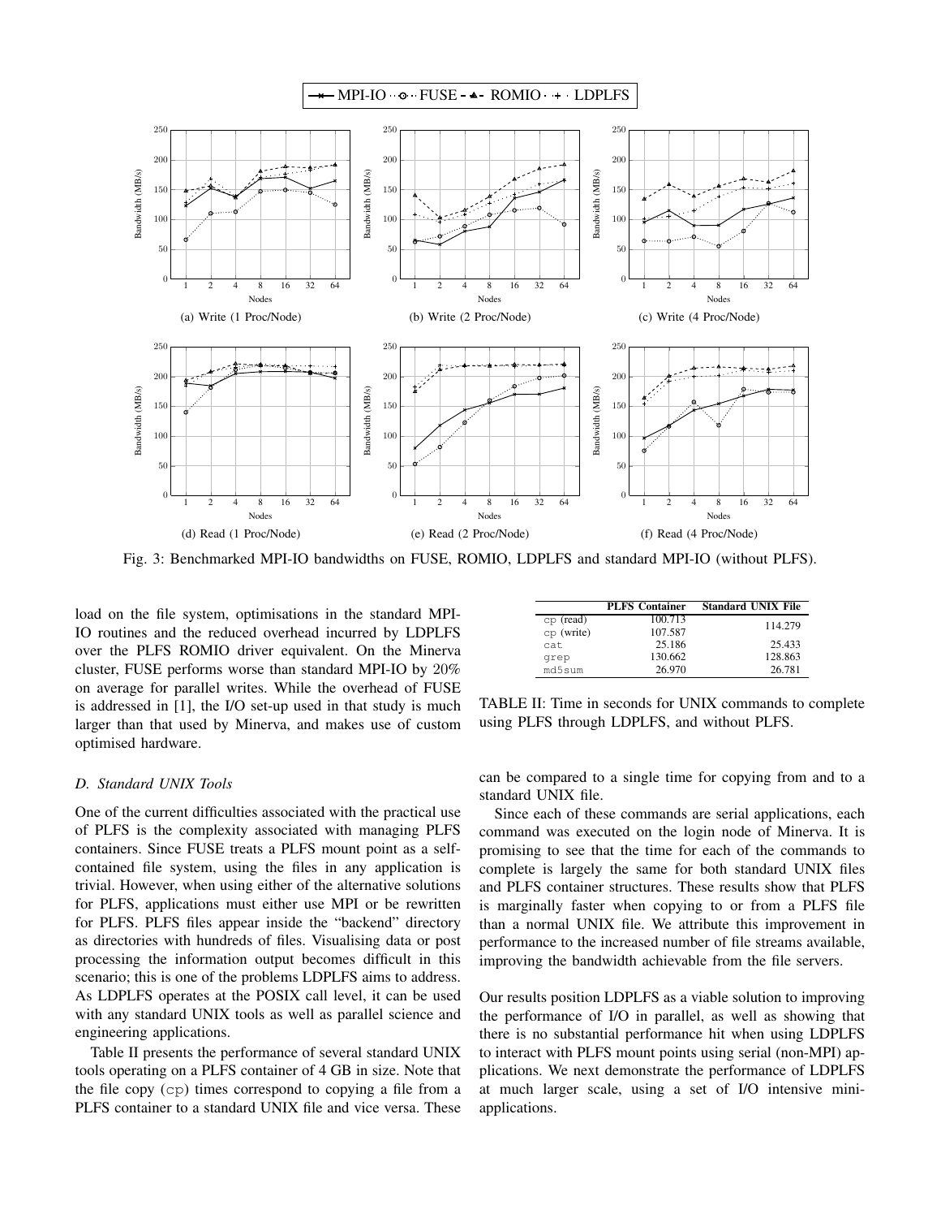Fig. 3: Benchmarked MPI-IO bandwidths on FUSE, ROMIO, LDPLFS and standard MPI-IO (without PLFS).

load on the file system, optimisations in the standard MPI-IO routines and the reduced overhead incurred by LDPLFS over the PLFS ROMIO driver equivalent. On the Minerva cluster, FUSE performs worse than standard MPI-IO by 20% on average for parallel writes. While the overhead of FUSE is addressed in [1], the I/O set-up used in that study is much larger than that used by Minerva, and makes use of custom optimised hardware.

### D. Standard UNIX Tools

One of the current difficulties associated with the practical use of PLFS is the complexity associated with managing PLFS containers. Since FUSE treats a PLFS mount point as a self-contained file system, using the files in any application is trivial. However, when using either of the alternative solutions for PLFS, applications must either use MPI or be rewritten for PLFS. PLFS files appear inside the "backend" directory as directories with hundreds of files. Visualising data or post processing the information output becomes difficult in this scenario; this is one of the problems LDPLFS aims to address. As LDPLFS operates at the POSIX call level, it can be used with any standard UNIX tools as well as parallel science and engineering applications.

Table II presents the performance of several standard UNIX tools operating on a PLFS container of 4 GB in size. Note that the file copy (`cp`) times correspond to copying a file from a PLFS container to a standard UNIX file and vice versa. These can be compared to a single time for copying from and to a standard UNIX file.

|  | **PLFS Container** | **Standard UNIX File** |
|---|---|---|
| `cp` (read) | 100.713 | 114.279 |
| `cp` (write) | 107.587 | |
| `cat` | 25.186 | 25.433 |
| `grep` | 130.662 | 128.863 |
| `md5sum` | 26.970 | 26.781 |

TABLE II: Time in seconds for UNIX commands to complete using PLFS through LDPLFS, and without PLFS.

Since each of these commands are serial applications, each command was executed on the login node of Minerva. It is promising to see that the time for each of the commands to complete is largely the same for both standard UNIX files and PLFS container structures. These results show that PLFS is marginally faster when copying to or from a PLFS file than a normal UNIX file. We attribute this improvement in performance to the increased number of file streams available, improving the bandwidth achievable from the file servers.

Our results position LDPLFS as a viable solution to improving the performance of I/O in parallel, as well as showing that there is no substantial performance hit when using LDPLFS to interact with PLFS mount points using serial (non-MPI) applications. We next demonstrate the performance of LDPLFS at much larger scale, using a set of I/O intensive mini-applications.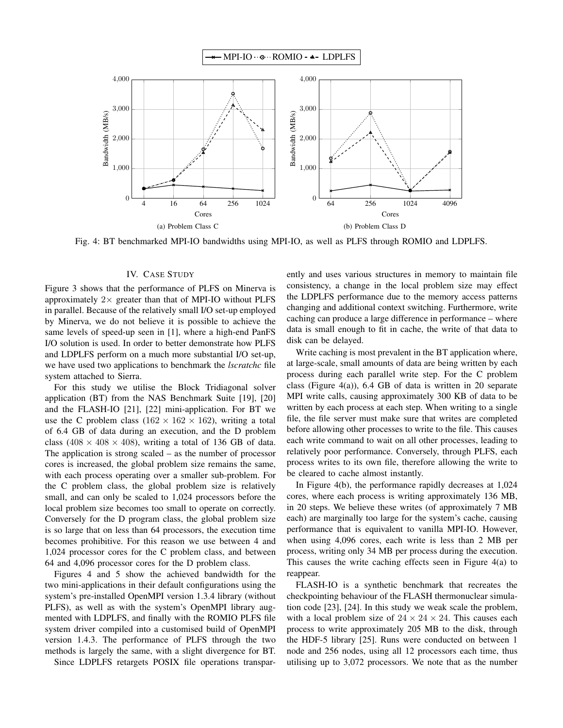Fig. 4: BT benchmarked MPI-IO bandwidths using MPI-IO, as well as PLFS through ROMIO and LDPLFS.

## IV. Case Study

Figure 3 shows that the performance of PLFS on Minerva is approximately $2\times$ greater than that of MPI-IO without PLFS in parallel. Because of the relatively small I/O set-up employed by Minerva, we do not believe it is possible to achieve the same levels of speed-up seen in [1], where a high-end PanFS I/O solution is used. In order to better demonstrate how PLFS and LDPLFS perform on a much more substantial I/O set-up, we have used two applications to benchmark the *lscratchc* file system attached to Sierra.

For this study we utilise the Block Tridiagonal solver application (BT) from the NAS Benchmark Suite [19], [20] and the FLASH-IO [21], [22] mini-application. For BT we use the C problem class ($162 \times 162 \times 162$), writing a total of 6.4 GB of data during an execution, and the D problem class ($408 \times 408 \times 408$), writing a total of 136 GB of data. The application is strong scaled – as the number of processor cores is increased, the global problem size remains the same, with each process operating over a smaller sub-problem. For the C problem class, the global problem size is relatively small, and can only be scaled to 1,024 processors before the local problem size becomes too small to operate on correctly. Conversely for the D program class, the global problem size is so large that on less than 64 processors, the execution time becomes prohibitive. For this reason we use between 4 and 1,024 processor cores for the C problem class, and between 64 and 4,096 processor cores for the D problem class.

Figures 4 and 5 show the achieved bandwidth for the two mini-applications in their default configurations using the system's pre-installed OpenMPI version 1.3.4 library (without PLFS), as well as with the system's OpenMPI library augmented with LDPLFS, and finally with the ROMIO PLFS file system driver compiled into a customised build of OpenMPI version 1.4.3. The performance of PLFS through the two methods is largely the same, with a slight divergence for BT.

Since LDPLFS retargets POSIX file operations transparently and uses various structures in memory to maintain file consistency, a change in the local problem size may effect the LDPLFS performance due to the memory access patterns changing and additional context switching. Furthermore, write caching can produce a large difference in performance – where data is small enough to fit in cache, the write of that data to disk can be delayed.

Write caching is most prevalent in the BT application where, at large-scale, small amounts of data are being written by each process during each parallel write step. For the C problem class (Figure 4(a)), 6.4 GB of data is written in 20 separate MPI write calls, causing approximately 300 KB of data to be written by each process at each step. When writing to a single file, the file server must make sure that writes are completed before allowing other processes to write to the file. This causes each write command to wait on all other processes, leading to relatively poor performance. Conversely, through PLFS, each process writes to its own file, therefore allowing the write to be cleared to cache almost instantly.

In Figure 4(b), the performance rapidly decreases at 1,024 cores, where each process is writing approximately 136 MB, in 20 steps. We believe these writes (of approximately 7 MB each) are marginally too large for the system's cache, causing performance that is equivalent to vanilla MPI-IO. However, when using 4,096 cores, each write is less than 2 MB per process, writing only 34 MB per process during the execution. This causes the write caching effects seen in Figure 4(a) to reappear.

FLASH-IO is a synthetic benchmark that recreates the checkpointing behaviour of the FLASH thermonuclear simulation code [23], [24]. In this study we weak scale the problem, with a local problem size of $24 \times 24 \times 24$. This causes each process to write approximately 205 MB to the disk, through the HDF-5 library [25]. Runs were conducted on between 1 node and 256 nodes, using all 12 processors each time, thus utilising up to 3,072 processors. We note that as the number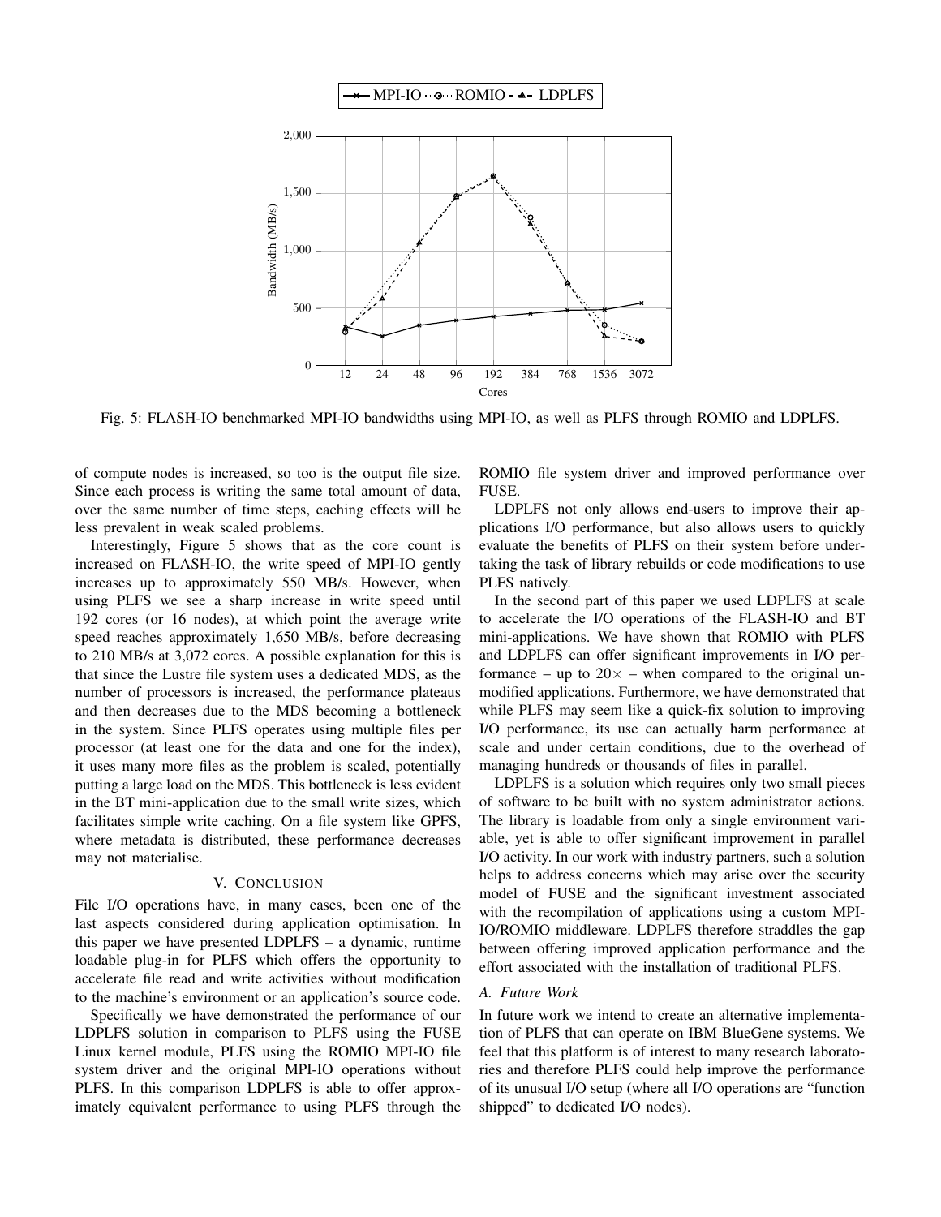MPI-IO ROMIO LDPLFS

2,000

1,500

1,000

500

0

Bandwidth (MB/s)

12 24 48 96 192 384 768 1536 3072

Cores

Fig. 5: FLASH-IO benchmarked MPI-IO bandwidths using MPI-IO, as well as PLFS through ROMIO and LDPLFS.

of compute nodes is increased, so too is the output file size. Since each process is writing the same total amount of data, over the same number of time steps, caching effects will be less prevalent in weak scaled problems.

Interestingly, Figure 5 shows that as the core count is increased on FLASH-IO, the write speed of MPI-IO gently increases up to approximately 550 MB/s. However, when using PLFS we see a sharp increase in write speed until 192 cores (or 16 nodes), at which point the average write speed reaches approximately 1,650 MB/s, before decreasing to 210 MB/s at 3,072 cores. A possible explanation for this is that since the Lustre file system uses a dedicated MDS, as the number of processors is increased, the performance plateaus and then decreases due to the MDS becoming a bottleneck in the system. Since PLFS operates using multiple files per processor (at least one for the data and one for the index), it uses many more files as the problem is scaled, potentially putting a large load on the MDS. This bottleneck is less evident in the BT mini-application due to the small write sizes, which facilitates simple write caching. On a file system like GPFS, where metadata is distributed, these performance decreases may not materialise.

## V. Conclusion

File I/O operations have, in many cases, been one of the last aspects considered during application optimisation. In this paper we have presented LDPLFS – a dynamic, runtime loadable plug-in for PLFS which offers the opportunity to accelerate file read and write activities without modification to the machine's environment or an application's source code.

Specifically we have demonstrated the performance of our LDPLFS solution in comparison to PLFS using the FUSE Linux kernel module, PLFS using the ROMIO MPI-IO file system driver and the original MPI-IO operations without PLFS. In this comparison LDPLFS is able to offer approximately equivalent performance to using PLFS through the ROMIO file system driver and improved performance over FUSE.

LDPLFS not only allows end-users to improve their applications I/O performance, but also allows users to quickly evaluate the benefits of PLFS on their system before undertaking the task of library rebuilds or code modifications to use PLFS natively.

In the second part of this paper we used LDPLFS at scale to accelerate the I/O operations of the FLASH-IO and BT mini-applications. We have shown that ROMIO with PLFS and LDPLFS can offer significant improvements in I/O performance – up to $20\times$ – when compared to the original unmodified applications. Furthermore, we have demonstrated that while PLFS may seem like a quick-fix solution to improving I/O performance, its use can actually harm performance at scale and under certain conditions, due to the overhead of managing hundreds or thousands of files in parallel.

LDPLFS is a solution which requires only two small pieces of software to be built with no system administrator actions. The library is loadable from only a single environment variable, yet is able to offer significant improvement in parallel I/O activity. In our work with industry partners, such a solution helps to address concerns which may arise over the security model of FUSE and the significant investment associated with the recompilation of applications using a custom MPI-IO/ROMIO middleware. LDPLFS therefore straddles the gap between offering improved application performance and the effort associated with the installation of traditional PLFS.

### A. Future Work

In future work we intend to create an alternative implementation of PLFS that can operate on IBM BlueGene systems. We feel that this platform is of interest to many research laboratories and therefore PLFS could help improve the performance of its unusual I/O setup (where all I/O operations are "function shipped" to dedicated I/O nodes).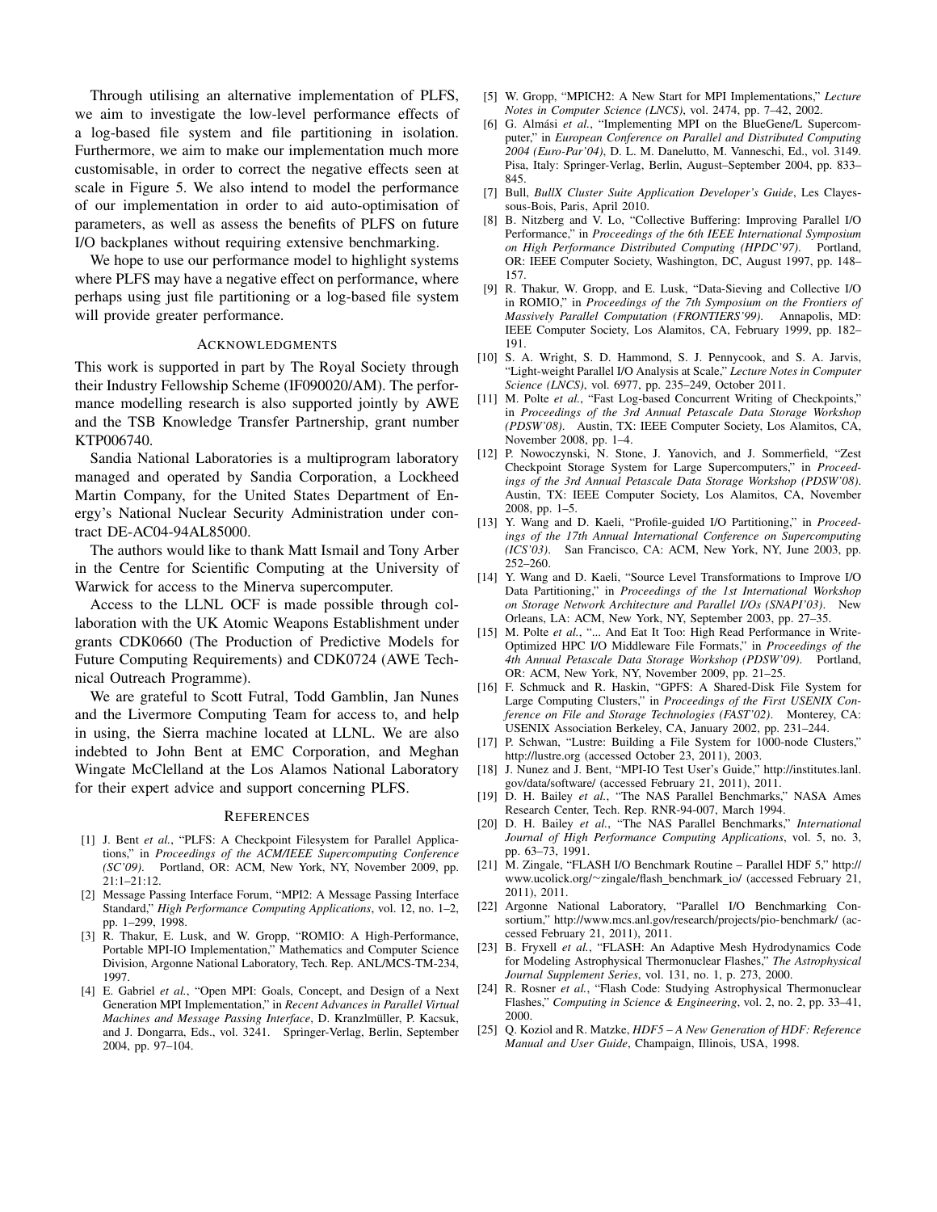Through utilising an alternative implementation of PLFS, we aim to investigate the low-level performance effects of a log-based file system and file partitioning in isolation. Furthermore, we aim to make our implementation much more customisable, in order to correct the negative effects seen at scale in Figure 5. We also intend to model the performance of our implementation in order to aid auto-optimisation of parameters, as well as assess the benefits of PLFS on future I/O backplanes without requiring extensive benchmarking.

We hope to use our performance model to highlight systems where PLFS may have a negative effect on performance, where perhaps using just file partitioning or a log-based file system will provide greater performance.

## ACKNOWLEDGMENTS

This work is supported in part by The Royal Society through their Industry Fellowship Scheme (IF090020/AM). The performance modelling research is also supported jointly by AWE and the TSB Knowledge Transfer Partnership, grant number KTP006740.

Sandia National Laboratories is a multiprogram laboratory managed and operated by Sandia Corporation, a Lockheed Martin Company, for the United States Department of Energy's National Nuclear Security Administration under contract DE-AC04-94AL85000.

The authors would like to thank Matt Ismail and Tony Arber in the Centre for Scientific Computing at the University of Warwick for access to the Minerva supercomputer.

Access to the LLNL OCF is made possible through collaboration with the UK Atomic Weapons Establishment under grants CDK0660 (The Production of Predictive Models for Future Computing Requirements) and CDK0724 (AWE Technical Outreach Programme).

We are grateful to Scott Futral, Todd Gamblin, Jan Nunes and the Livermore Computing Team for access to, and help in using, the Sierra machine located at LLNL. We are also indebted to John Bent at EMC Corporation, and Meghan Wingate McClelland at the Los Alamos National Laboratory for their expert advice and support concerning PLFS.

## REFERENCES

[1] J. Bent *et al.*, "PLFS: A Checkpoint Filesystem for Parallel Applications," in *Proceedings of the ACM/IEEE Supercomputing Conference (SC'09)*. Portland, OR: ACM, New York, NY, November 2009, pp. 21:1–21:12.

[2] Message Passing Interface Forum, "MPI2: A Message Passing Interface Standard," *High Performance Computing Applications*, vol. 12, no. 1–2, pp. 1–299, 1998.

[3] R. Thakur, E. Lusk, and W. Gropp, "ROMIO: A High-Performance, Portable MPI-IO Implementation," Mathematics and Computer Science Division, Argonne National Laboratory, Tech. Rep. ANL/MCS-TM-234, 1997.

[4] E. Gabriel *et al.*, "Open MPI: Goals, Concept, and Design of a Next Generation MPI Implementation," in *Recent Advances in Parallel Virtual Machines and Message Passing Interface*, D. Kranzlmüller, P. Kacsuk, and J. Dongarra, Eds., vol. 3241. Springer-Verlag, Berlin, September 2004, pp. 97–104.

[5] W. Gropp, "MPICH2: A New Start for MPI Implementations," *Lecture Notes in Computer Science (LNCS)*, vol. 2474, pp. 7–42, 2002.

[6] G. Almási *et al.*, "Implementing MPI on the BlueGene/L Supercomputer," in *European Conference on Parallel and Distributed Computing 2004 (Euro-Par'04)*, D. L. M. Danelutto, M. Vanneschi, Ed., vol. 3149. Pisa, Italy: Springer-Verlag, Berlin, August–September 2004, pp. 833–845.

[7] Bull, *BullX Cluster Suite Application Developer's Guide*, Les Clayes-sous-Bois, Paris, April 2010.

[8] B. Nitzberg and V. Lo, "Collective Buffering: Improving Parallel I/O Performance," in *Proceedings of the 6th IEEE International Symposium on High Performance Distributed Computing (HPDC'97)*. Portland, OR: IEEE Computer Society, Washington, DC, August 1997, pp. 148–157.

[9] R. Thakur, W. Gropp, and E. Lusk, "Data-Sieving and Collective I/O in ROMIO," in *Proceedings of the 7th Symposium on the Frontiers of Massively Parallel Computation (FRONTIERS'99)*. Annapolis, MD: IEEE Computer Society, Los Alamitos, CA, February 1999, pp. 182–191.

[10] S. A. Wright, S. D. Hammond, S. J. Pennycook, and S. A. Jarvis, "Light-weight Parallel I/O Analysis at Scale," *Lecture Notes in Computer Science (LNCS)*, vol. 6977, pp. 235–249, October 2011.

[11] M. Polte *et al.*, "Fast Log-based Concurrent Writing of Checkpoints," in *Proceedings of the 3rd Annual Petascale Data Storage Workshop (PDSW'08)*. Austin, TX: IEEE Computer Society, Los Alamitos, CA, November 2008, pp. 1–4.

[12] P. Nowoczynski, N. Stone, J. Yanovich, and J. Sommerfield, "Zest Checkpoint Storage System for Large Supercomputers," in *Proceedings of the 3rd Annual Petascale Data Storage Workshop (PDSW'08)*. Austin, TX: IEEE Computer Society, Los Alamitos, CA, November 2008, pp. 1–5.

[13] Y. Wang and D. Kaeli, "Profile-guided I/O Partitioning," in *Proceedings of the 17th Annual International Conference on Supercomputing (ICS'03)*. San Francisco, CA: ACM, New York, NY, June 2003, pp. 252–260.

[14] Y. Wang and D. Kaeli, "Source Level Transformations to Improve I/O Data Partitioning," in *Proceedings of the 1st International Workshop on Storage Network Architecture and Parallel I/Os (SNAPI'03)*. New Orleans, LA: ACM, New York, NY, September 2003, pp. 27–35.

[15] M. Polte *et al.*, "... And Eat It Too: High Read Performance in Write-Optimized HPC I/O Middleware File Formats," in *Proceedings of the 4th Annual Petascale Data Storage Workshop (PDSW'09)*. Portland, OR: ACM, New York, NY, November 2009, pp. 21–25.

[16] F. Schmuck and R. Haskin, "GPFS: A Shared-Disk File System for Large Computing Clusters," in *Proceedings of the First USENIX Conference on File and Storage Technologies (FAST'02)*. Monterey, CA: USENIX Association Berkeley, CA, January 2002, pp. 231–244.

[17] P. Schwan, "Lustre: Building a File System for 1000-node Clusters," http://lustre.org (accessed October 23, 2011), 2003.

[18] J. Nunez and J. Bent, "MPI-IO Test User's Guide," http://institutes.lanl.gov/data/software/ (accessed February 21, 2011), 2011.

[19] D. H. Bailey *et al.*, "The NAS Parallel Benchmarks," NASA Ames Research Center, Tech. Rep. RNR-94-007, March 1994.

[20] D. H. Bailey *et al.*, "The NAS Parallel Benchmarks," *International Journal of High Performance Computing Applications*, vol. 5, no. 3, pp. 63–73, 1991.

[21] M. Zingale, "FLASH I/O Benchmark Routine – Parallel HDF 5," http://www.ucolick.org/∼zingale/flash_benchmark_io/ (accessed February 21, 2011), 2011.

[22] Argonne National Laboratory, "Parallel I/O Benchmarking Consortium," http://www.mcs.anl.gov/research/projects/pio-benchmark/ (accessed February 21, 2011), 2011.

[23] B. Fryxell *et al.*, "FLASH: An Adaptive Mesh Hydrodynamics Code for Modeling Astrophysical Thermonuclear Flashes," *The Astrophysical Journal Supplement Series*, vol. 131, no. 1, p. 273, 2000.

[24] R. Rosner *et al.*, "Flash Code: Studying Astrophysical Thermonuclear Flashes," *Computing in Science & Engineering*, vol. 2, no. 2, pp. 33–41, 2000.

[25] Q. Koziol and R. Matzke, *HDF5 – A New Generation of HDF: Reference Manual and User Guide*, Champaign, Illinois, USA, 1998.